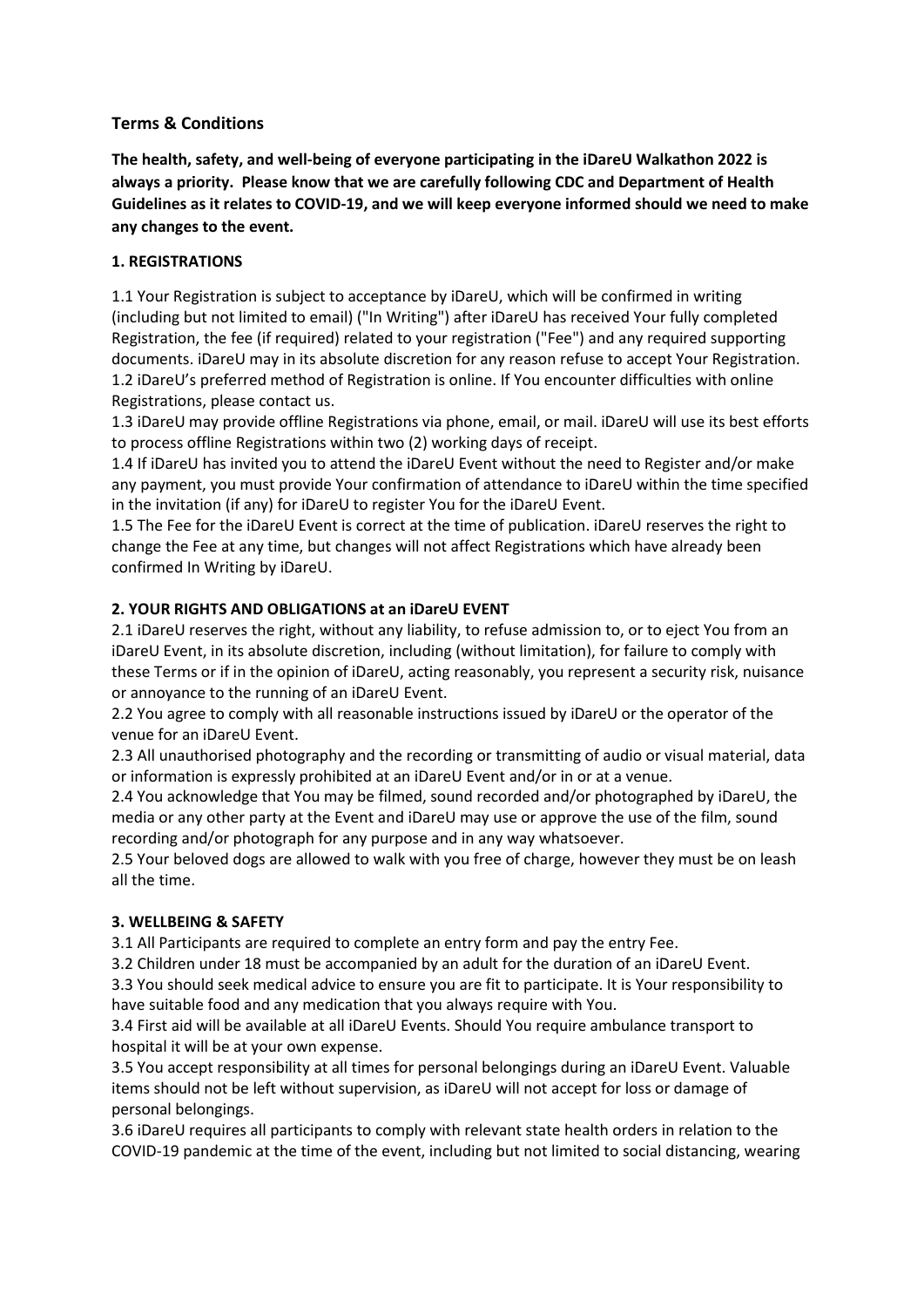## Terms & Conditions

**The health, safety, and well-being of everyone participating in the iDareU Walkathon 2022 is always a priority. Please know that we are carefully following CDC and Department of Health Guidelines as it relates to COVID-19, and we will keep everyone informed should we need to make any changes to the event.**

### 1. REGISTRATIONS

1.1 Your Registration is subject to acceptance by iDareU, which will be confirmed in writing (including but not limited to email) ("In Writing") after iDareU has received Your fully completed Registration, the fee (if required) related to your registration ("Fee") and any required supporting documents. iDareU may in its absolute discretion for any reason refuse to accept Your Registration.
1.2 iDareU's preferred method of Registration is online. If You encounter difficulties with online Registrations, please contact us.
1.3 iDareU may provide offline Registrations via phone, email, or mail. iDareU will use its best efforts to process offline Registrations within two (2) working days of receipt.
1.4 If iDareU has invited you to attend the iDareU Event without the need to Register and/or make any payment, you must provide Your confirmation of attendance to iDareU within the time specified in the invitation (if any) for iDareU to register You for the iDareU Event.
1.5 The Fee for the iDareU Event is correct at the time of publication. iDareU reserves the right to change the Fee at any time, but changes will not affect Registrations which have already been confirmed In Writing by iDareU.

### 2. YOUR RIGHTS AND OBLIGATIONS at an iDareU EVENT

2.1 iDareU reserves the right, without any liability, to refuse admission to, or to eject You from an iDareU Event, in its absolute discretion, including (without limitation), for failure to comply with these Terms or if in the opinion of iDareU, acting reasonably, you represent a security risk, nuisance or annoyance to the running of an iDareU Event.
2.2 You agree to comply with all reasonable instructions issued by iDareU or the operator of the venue for an iDareU Event.
2.3 All unauthorised photography and the recording or transmitting of audio or visual material, data or information is expressly prohibited at an iDareU Event and/or in or at a venue.
2.4 You acknowledge that You may be filmed, sound recorded and/or photographed by iDareU, the media or any other party at the Event and iDareU may use or approve the use of the film, sound recording and/or photograph for any purpose and in any way whatsoever.
2.5 Your beloved dogs are allowed to walk with you free of charge, however they must be on leash all the time.

### 3. WELLBEING & SAFETY

3.1 All Participants are required to complete an entry form and pay the entry Fee.
3.2 Children under 18 must be accompanied by an adult for the duration of an iDareU Event.
3.3 You should seek medical advice to ensure you are fit to participate. It is Your responsibility to have suitable food and any medication that you always require with You.
3.4 First aid will be available at all iDareU Events. Should You require ambulance transport to hospital it will be at your own expense.
3.5 You accept responsibility at all times for personal belongings during an iDareU Event. Valuable items should not be left without supervision, as iDareU will not accept for loss or damage of personal belongings.
3.6 iDareU requires all participants to comply with relevant state health orders in relation to the COVID-19 pandemic at the time of the event, including but not limited to social distancing, wearing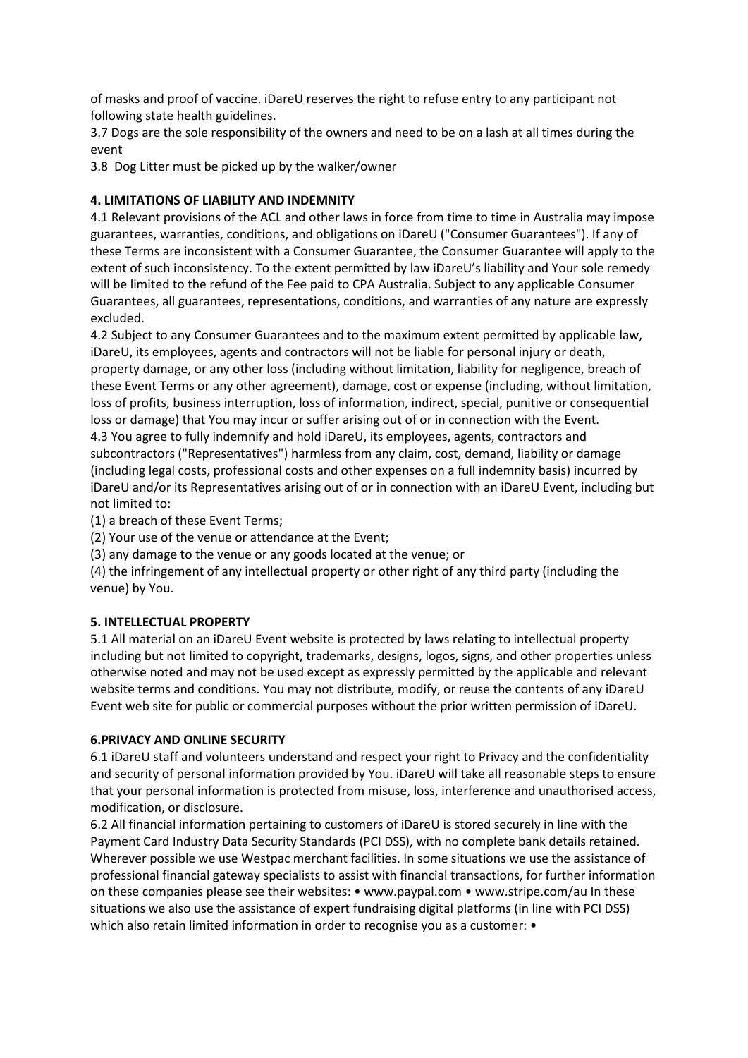of masks and proof of vaccine. iDareU reserves the right to refuse entry to any participant not following state health guidelines.

3.7 Dogs are the sole responsibility of the owners and need to be on a lash at all times during the event

3.8 Dog Litter must be picked up by the walker/owner

**4. LIMITATIONS OF LIABILITY AND INDEMNITY**

4.1 Relevant provisions of the ACL and other laws in force from time to time in Australia may impose guarantees, warranties, conditions, and obligations on iDareU ("Consumer Guarantees"). If any of these Terms are inconsistent with a Consumer Guarantee, the Consumer Guarantee will apply to the extent of such inconsistency. To the extent permitted by law iDareU's liability and Your sole remedy will be limited to the refund of the Fee paid to CPA Australia. Subject to any applicable Consumer Guarantees, all guarantees, representations, conditions, and warranties of any nature are expressly excluded.

4.2 Subject to any Consumer Guarantees and to the maximum extent permitted by applicable law, iDareU, its employees, agents and contractors will not be liable for personal injury or death, property damage, or any other loss (including without limitation, liability for negligence, breach of these Event Terms or any other agreement), damage, cost or expense (including, without limitation, loss of profits, business interruption, loss of information, indirect, special, punitive or consequential loss or damage) that You may incur or suffer arising out of or in connection with the Event.

4.3 You agree to fully indemnify and hold iDareU, its employees, agents, contractors and subcontractors ("Representatives") harmless from any claim, cost, demand, liability or damage (including legal costs, professional costs and other expenses on a full indemnity basis) incurred by iDareU and/or its Representatives arising out of or in connection with an iDareU Event, including but not limited to:

(1) a breach of these Event Terms;

(2) Your use of the venue or attendance at the Event;

(3) any damage to the venue or any goods located at the venue; or

(4) the infringement of any intellectual property or other right of any third party (including the venue) by You.

**5. INTELLECTUAL PROPERTY**

5.1 All material on an iDareU Event website is protected by laws relating to intellectual property including but not limited to copyright, trademarks, designs, logos, signs, and other properties unless otherwise noted and may not be used except as expressly permitted by the applicable and relevant website terms and conditions. You may not distribute, modify, or reuse the contents of any iDareU Event web site for public or commercial purposes without the prior written permission of iDareU.

**6.PRIVACY AND ONLINE SECURITY**

6.1 iDareU staff and volunteers understand and respect your right to Privacy and the confidentiality and security of personal information provided by You. iDareU will take all reasonable steps to ensure that your personal information is protected from misuse, loss, interference and unauthorised access, modification, or disclosure.

6.2 All financial information pertaining to customers of iDareU is stored securely in line with the Payment Card Industry Data Security Standards (PCI DSS), with no complete bank details retained. Wherever possible we use Westpac merchant facilities. In some situations we use the assistance of professional financial gateway specialists to assist with financial transactions, for further information on these companies please see their websites: • www.paypal.com • www.stripe.com/au In these situations we also use the assistance of expert fundraising digital platforms (in line with PCI DSS) which also retain limited information in order to recognise you as a customer: •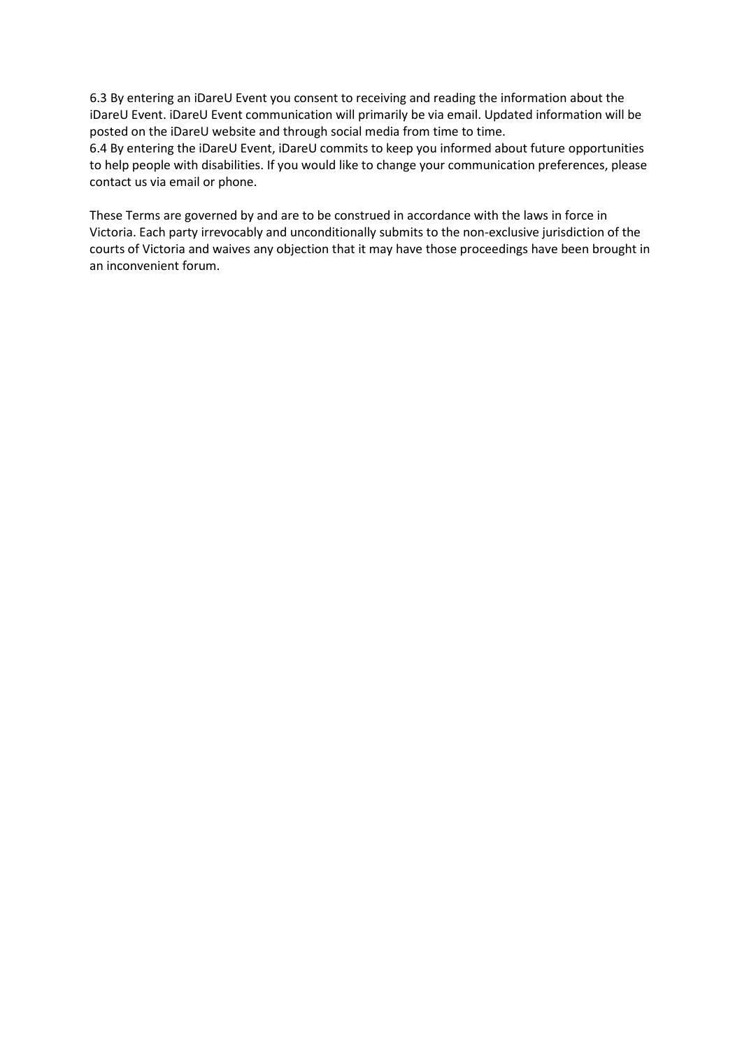6.3 By entering an iDareU Event you consent to receiving and reading the information about the iDareU Event. iDareU Event communication will primarily be via email. Updated information will be posted on the iDareU website and through social media from time to time.
6.4 By entering the iDareU Event, iDareU commits to keep you informed about future opportunities to help people with disabilities. If you would like to change your communication preferences, please contact us via email or phone.

These Terms are governed by and are to be construed in accordance with the laws in force in Victoria. Each party irrevocably and unconditionally submits to the non-exclusive jurisdiction of the courts of Victoria and waives any objection that it may have those proceedings have been brought in an inconvenient forum.